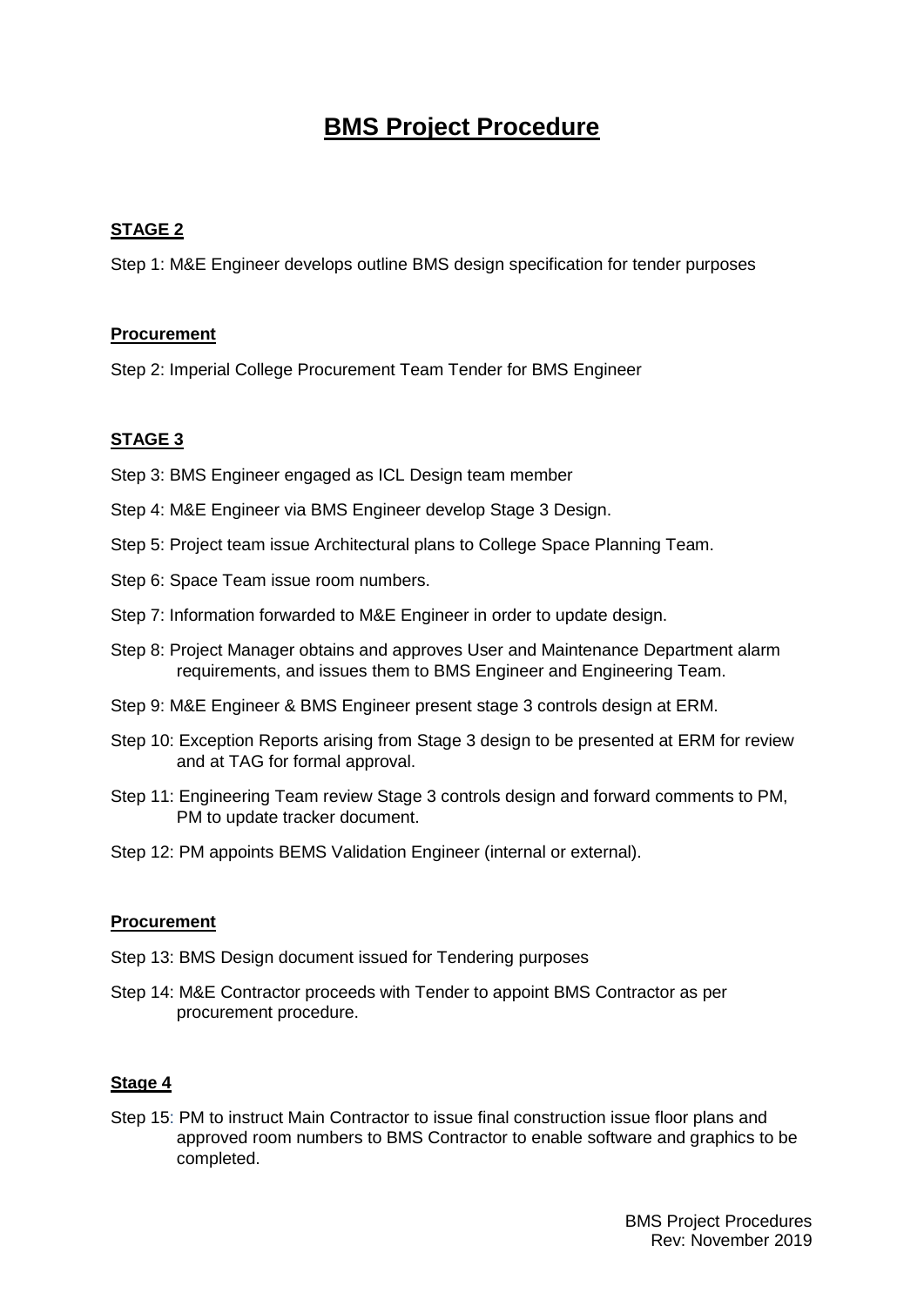# BMS Project Procedure

## STAGE 2

Step 1: M&E Engineer develops outline BMS design specification for tender purposes

## Procurement

Step 2: Imperial College Procurement Team Tender for BMS Engineer

## STAGE 3

Step 3: BMS Engineer engaged as ICL Design team member

Step 4: M&E Engineer via BMS Engineer develop Stage 3 Design.

Step 5: Project team issue Architectural plans to College Space Planning Team.

Step 6: Space Team issue room numbers.

Step 7: Information forwarded to M&E Engineer in order to update design.

Step 8: Project Manager obtains and approves User and Maintenance Department alarm requirements, and issues them to BMS Engineer and Engineering Team.

Step 9: M&E Engineer & BMS Engineer present stage 3 controls design at ERM.

Step 10: Exception Reports arising from Stage 3 design to be presented at ERM for review and at TAG for formal approval.

Step 11: Engineering Team review Stage 3 controls design and forward comments to PM, PM to update tracker document.

Step 12: PM appoints BEMS Validation Engineer (internal or external).

## Procurement

Step 13: BMS Design document issued for Tendering purposes

Step 14: M&E Contractor proceeds with Tender to appoint BMS Contractor as per procurement procedure.

## Stage 4

Step 15: PM to instruct Main Contractor to issue final construction issue floor plans and approved room numbers to BMS Contractor to enable software and graphics to be completed.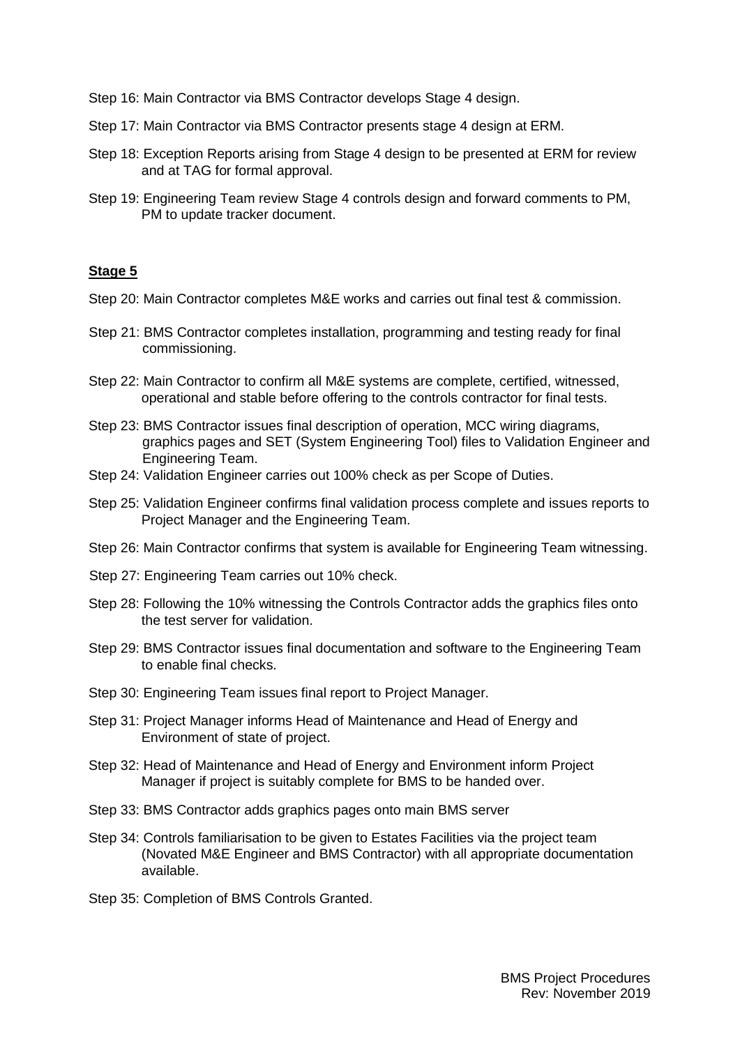Step 16: Main Contractor via BMS Contractor develops Stage 4 design.

Step 17: Main Contractor via BMS Contractor presents stage 4 design at ERM.

Step 18: Exception Reports arising from Stage 4 design to be presented at ERM for review and at TAG for formal approval.

Step 19: Engineering Team review Stage 4 controls design and forward comments to PM, PM to update tracker document.

**Stage 5**

Step 20: Main Contractor completes M&E works and carries out final test & commission.

Step 21: BMS Contractor completes installation, programming and testing ready for final commissioning.

Step 22: Main Contractor to confirm all M&E systems are complete, certified, witnessed, operational and stable before offering to the controls contractor for final tests.

Step 23: BMS Contractor issues final description of operation, MCC wiring diagrams, graphics pages and SET (System Engineering Tool) files to Validation Engineer and Engineering Team.

Step 24: Validation Engineer carries out 100% check as per Scope of Duties.

Step 25: Validation Engineer confirms final validation process complete and issues reports to Project Manager and the Engineering Team.

Step 26: Main Contractor confirms that system is available for Engineering Team witnessing.

Step 27: Engineering Team carries out 10% check.

Step 28: Following the 10% witnessing the Controls Contractor adds the graphics files onto the test server for validation.

Step 29: BMS Contractor issues final documentation and software to the Engineering Team to enable final checks.

Step 30: Engineering Team issues final report to Project Manager.

Step 31: Project Manager informs Head of Maintenance and Head of Energy and Environment of state of project.

Step 32: Head of Maintenance and Head of Energy and Environment inform Project Manager if project is suitably complete for BMS to be handed over.

Step 33: BMS Contractor adds graphics pages onto main BMS server

Step 34: Controls familiarisation to be given to Estates Facilities via the project team (Novated M&E Engineer and BMS Contractor) with all appropriate documentation available.

Step 35: Completion of BMS Controls Granted.